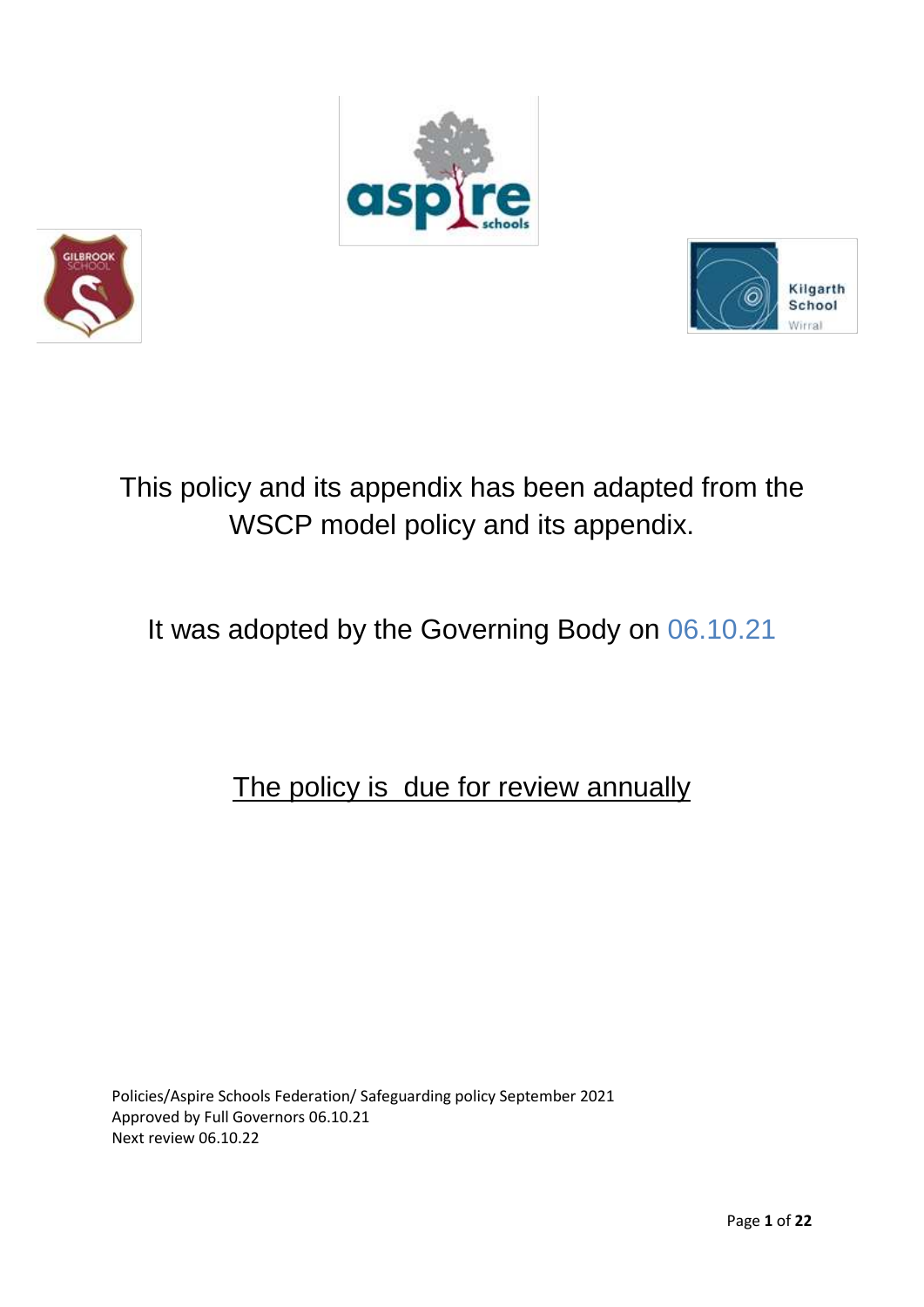This policy and its appendix has been adapted from the WSCP model policy and its appendix.

It was adopted by the Governing Body on 06.10.21

The policy is  due for review annually

Policies/Aspire Schools Federation/ Safeguarding policy September 2021
Approved by Full Governors 06.10.21
Next review 06.10.22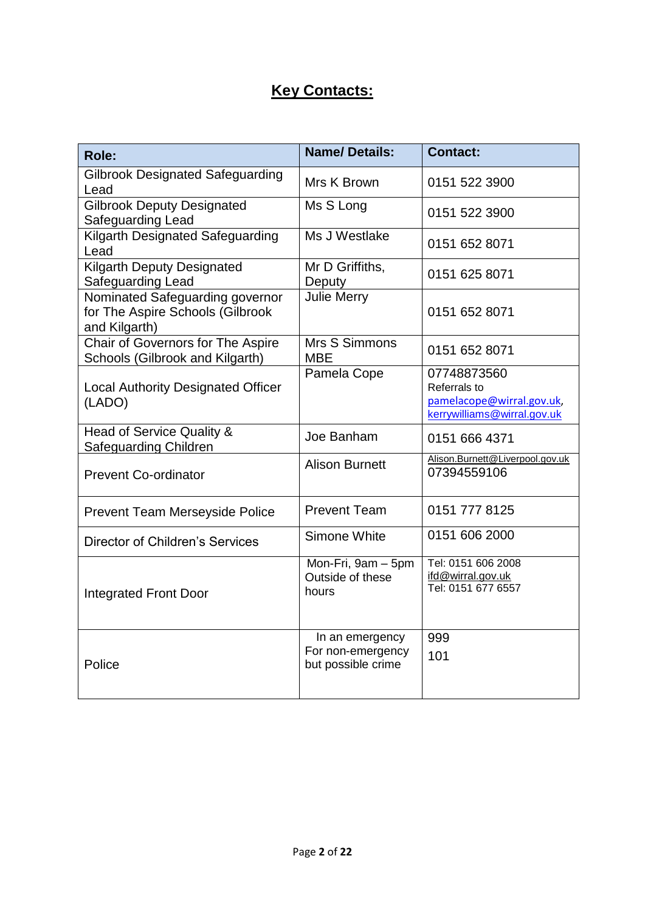## **Key Contacts:**

| Role: | Name/ Details: | Contact: |
|---|---|---|
| Gilbrook Designated Safeguarding Lead | Mrs K Brown | 0151 522 3900 |
| Gilbrook Deputy Designated Safeguarding Lead | Ms S Long | 0151 522 3900 |
| Kilgarth Designated Safeguarding Lead | Ms J Westlake | 0151 652 8071 |
| Kilgarth Deputy Designated Safeguarding Lead | Mr D Griffiths, Deputy | 0151 625 8071 |
| Nominated Safeguarding governor for The Aspire Schools (Gilbrook and Kilgarth) | Julie Merry | 0151 652 8071 |
| Chair of Governors for The Aspire Schools (Gilbrook and Kilgarth) | Mrs S Simmons MBE | 0151 652 8071 |
| Local Authority Designated Officer (LADO) | Pamela Cope | 07748873560<br>Referrals to pamelacope@wirral.gov.uk, kerrywilliams@wirral.gov.uk |
| Head of Service Quality & Safeguarding Children | Joe Banham | 0151 666 4371 |
| Prevent Co-ordinator | Alison Burnett | Alison.Burnett@Liverpool.gov.uk<br>07394559106 |
| Prevent Team Merseyside Police | Prevent Team | 0151 777 8125 |
| Director of Children's Services | Simone White | 0151 606 2000 |
| Integrated Front Door | Mon-Fri, 9am – 5pm<br>Outside of these hours | Tel: 0151 606 2008<br>ifd@wirral.gov.uk<br>Tel: 0151 677 6557 |
| Police | In an emergency<br>For non-emergency but possible crime | 999<br>101 |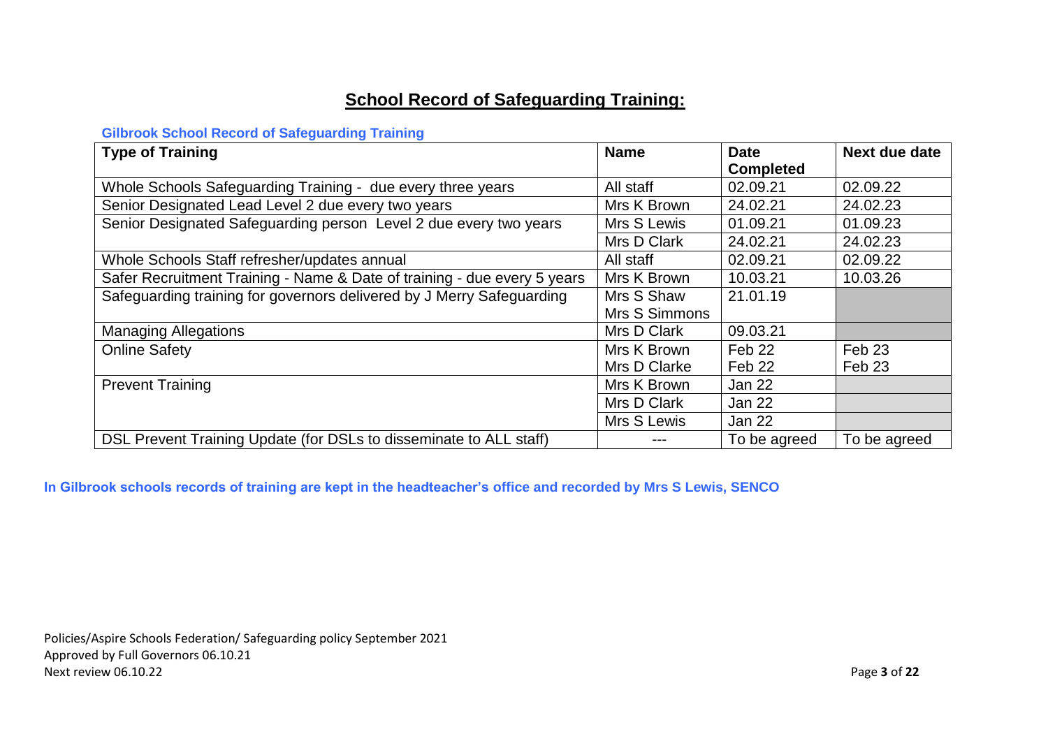# School Record of Safeguarding Training:

**Gilbrook School Record of Safeguarding Training**

| Type of Training | Name | Date Completed | Next due date |
|---|---|---|---|
| Whole Schools Safeguarding Training - due every three years | All staff | 02.09.21 | 02.09.22 |
| Senior Designated Lead Level 2 due every two years | Mrs K Brown | 24.02.21 | 24.02.23 |
| Senior Designated Safeguarding person Level 2 due every two years | Mrs S Lewis | 01.09.21 | 01.09.23 |
| | Mrs D Clark | 24.02.21 | 24.02.23 |
| Whole Schools Staff refresher/updates annual | All staff | 02.09.21 | 02.09.22 |
| Safer Recruitment Training - Name & Date of training - due every 5 years | Mrs K Brown | 10.03.21 | 10.03.26 |
| Safeguarding training for governors delivered by J Merry Safeguarding | Mrs S Shaw<br>Mrs S Simmons | 21.01.19 | |
| Managing Allegations | Mrs D Clark | 09.03.21 | |
| Online Safety | Mrs K Brown<br>Mrs D Clarke | Feb 22<br>Feb 22 | Feb 23<br>Feb 23 |
| Prevent Training | Mrs K Brown | Jan 22 | |
| | Mrs D Clark | Jan 22 | |
| | Mrs S Lewis | Jan 22 | |
| DSL Prevent Training Update (for DSLs to disseminate to ALL staff) | --- | To be agreed | To be agreed |

**In Gilbrook schools records of training are kept in the headteacher's office and recorded by Mrs S Lewis, SENCO**

Policies/Aspire Schools Federation/ Safeguarding policy September 2021
Approved by Full Governors 06.10.21
Next review 06.10.22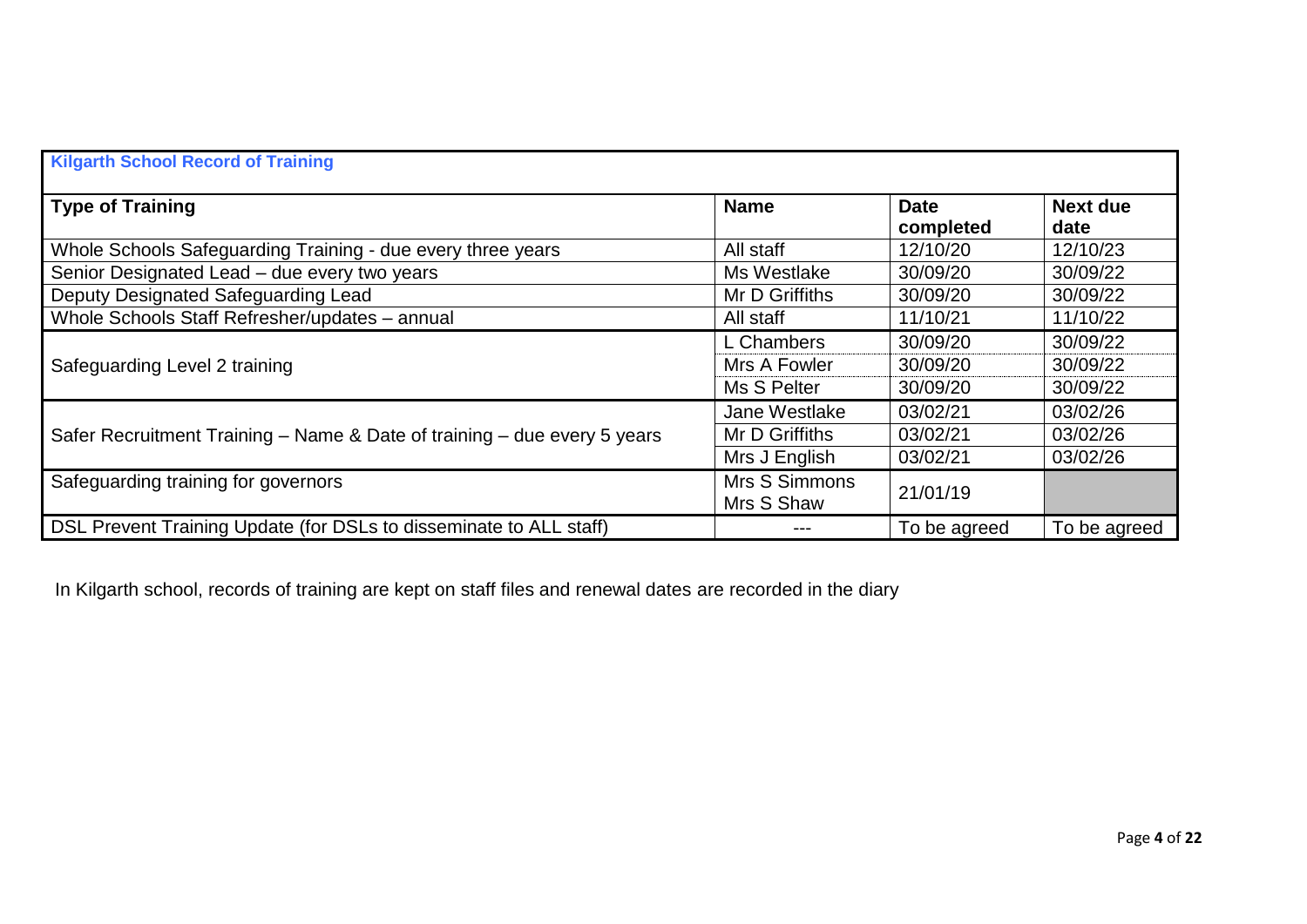| Kilgarth School Record of Training | | | |
|---|---|---|---|
| **Type of Training** | **Name** | **Date completed** | **Next due date** |
| Whole Schools Safeguarding Training - due every three years | All staff | 12/10/20 | 12/10/23 |
| Senior Designated Lead – due every two years | Ms Westlake | 30/09/20 | 30/09/22 |
| Deputy Designated Safeguarding Lead | Mr D Griffiths | 30/09/20 | 30/09/22 |
| Whole Schools Staff Refresher/updates – annual | All staff | 11/10/21 | 11/10/22 |
| Safeguarding Level 2 training | L Chambers | 30/09/20 | 30/09/22 |
| | Mrs A Fowler | 30/09/20 | 30/09/22 |
| | Ms S Pelter | 30/09/20 | 30/09/22 |
| Safer Recruitment Training – Name & Date of training – due every 5 years | Jane Westlake | 03/02/21 | 03/02/26 |
| | Mr D Griffiths | 03/02/21 | 03/02/26 |
| | Mrs J English | 03/02/21 | 03/02/26 |
| Safeguarding training for governors | Mrs S Simmons<br>Mrs S Shaw | 21/01/19 | |
| DSL Prevent Training Update (for DSLs to disseminate to ALL staff) | --- | To be agreed | To be agreed |

In Kilgarth school, records of training are kept on staff files and renewal dates are recorded in the diary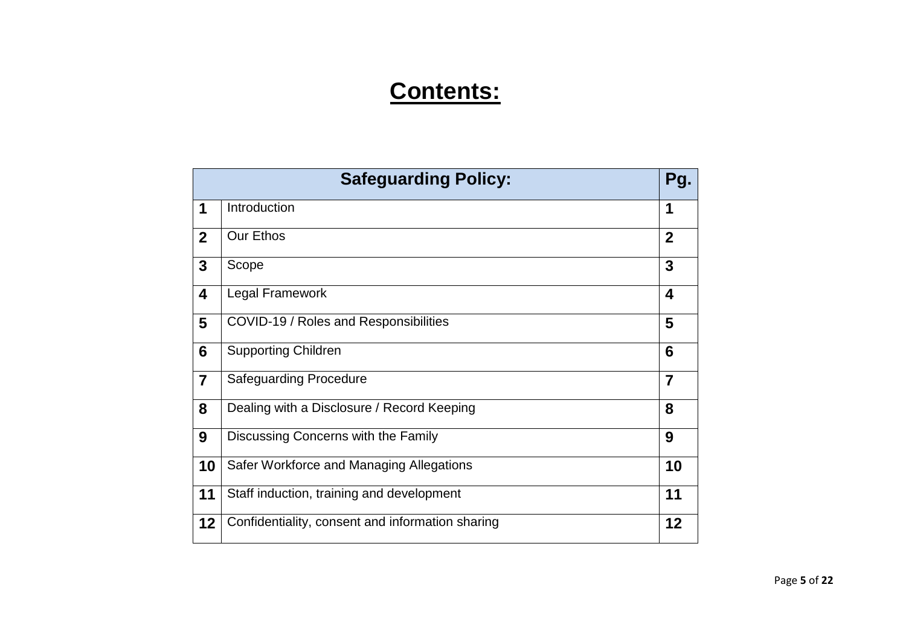# Contents:

| | Safeguarding Policy: | Pg. |
|---|---|---|
| **1** | Introduction | **1** |
| **2** | Our Ethos | **2** |
| **3** | Scope | **3** |
| **4** | Legal Framework | **4** |
| **5** | COVID-19 / Roles and Responsibilities | **5** |
| **6** | Supporting Children | **6** |
| **7** | Safeguarding Procedure | **7** |
| **8** | Dealing with a Disclosure / Record Keeping | **8** |
| **9** | Discussing Concerns with the Family | **9** |
| **10** | Safer Workforce and Managing Allegations | **10** |
| **11** | Staff induction, training and development | **11** |
| **12** | Confidentiality, consent and information sharing | **12** |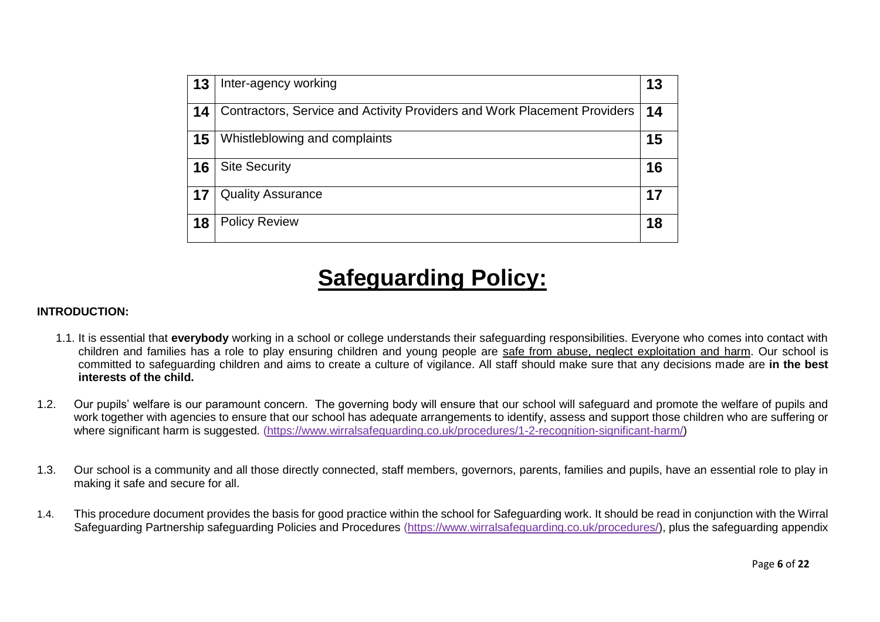| | | |
|---|---|---|
| **13** | Inter-agency working | **13** |
| **14** | Contractors, Service and Activity Providers and Work Placement Providers | **14** |
| **15** | Whistleblowing and complaints | **15** |
| **16** | Site Security | **16** |
| **17** | Quality Assurance | **17** |
| **18** | Policy Review | **18** |

# Safeguarding Policy:

**INTRODUCTION:**

1.1. It is essential that **everybody** working in a school or college understands their safeguarding responsibilities. Everyone who comes into contact with children and families has a role to play ensuring children and young people are safe from abuse, neglect exploitation and harm. Our school is committed to safeguarding children and aims to create a culture of vigilance. All staff should make sure that any decisions made are **in the best interests of the child.**

1.2. Our pupils' welfare is our paramount concern. The governing body will ensure that our school will safeguard and promote the welfare of pupils and work together with agencies to ensure that our school has adequate arrangements to identify, assess and support those children who are suffering or where significant harm is suggested. (https://www.wirralsafeguarding.co.uk/procedures/1-2-recognition-significant-harm/)

1.3. Our school is a community and all those directly connected, staff members, governors, parents, families and pupils, have an essential role to play in making it safe and secure for all.

1.4. This procedure document provides the basis for good practice within the school for Safeguarding work. It should be read in conjunction with the Wirral Safeguarding Partnership safeguarding Policies and Procedures (https://www.wirralsafeguarding.co.uk/procedures/), plus the safeguarding appendix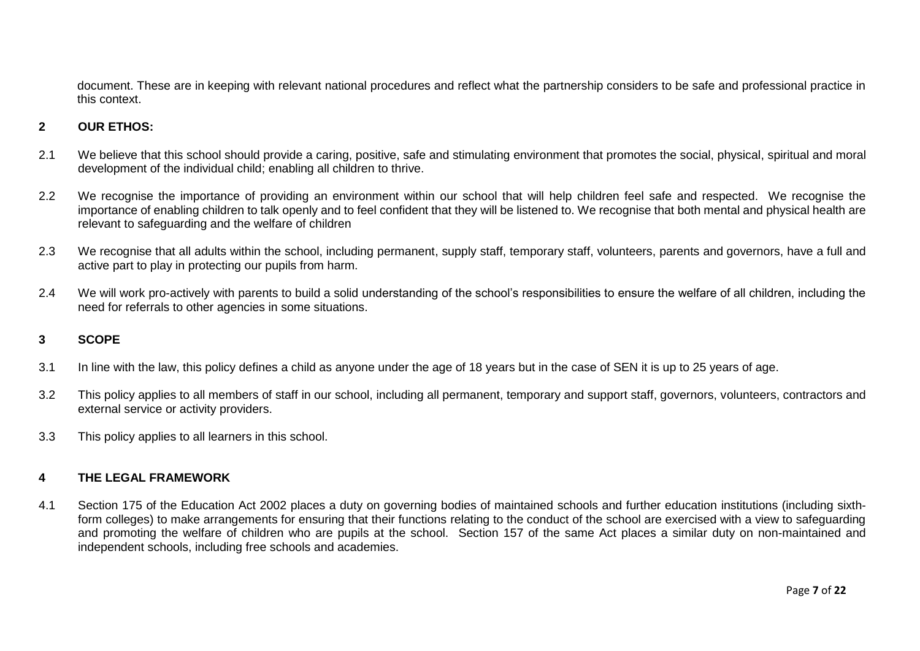document. These are in keeping with relevant national procedures and reflect what the partnership considers to be safe and professional practice in this context.

## 2 OUR ETHOS:

2.1 We believe that this school should provide a caring, positive, safe and stimulating environment that promotes the social, physical, spiritual and moral development of the individual child; enabling all children to thrive.

2.2 We recognise the importance of providing an environment within our school that will help children feel safe and respected. We recognise the importance of enabling children to talk openly and to feel confident that they will be listened to. We recognise that both mental and physical health are relevant to safeguarding and the welfare of children

2.3 We recognise that all adults within the school, including permanent, supply staff, temporary staff, volunteers, parents and governors, have a full and active part to play in protecting our pupils from harm.

2.4 We will work pro-actively with parents to build a solid understanding of the school's responsibilities to ensure the welfare of all children, including the need for referrals to other agencies in some situations.

## 3 SCOPE

3.1 In line with the law, this policy defines a child as anyone under the age of 18 years but in the case of SEN it is up to 25 years of age.

3.2 This policy applies to all members of staff in our school, including all permanent, temporary and support staff, governors, volunteers, contractors and external service or activity providers.

3.3 This policy applies to all learners in this school.

## 4 THE LEGAL FRAMEWORK

4.1 Section 175 of the Education Act 2002 places a duty on governing bodies of maintained schools and further education institutions (including sixth-form colleges) to make arrangements for ensuring that their functions relating to the conduct of the school are exercised with a view to safeguarding and promoting the welfare of children who are pupils at the school. Section 157 of the same Act places a similar duty on non-maintained and independent schools, including free schools and academies.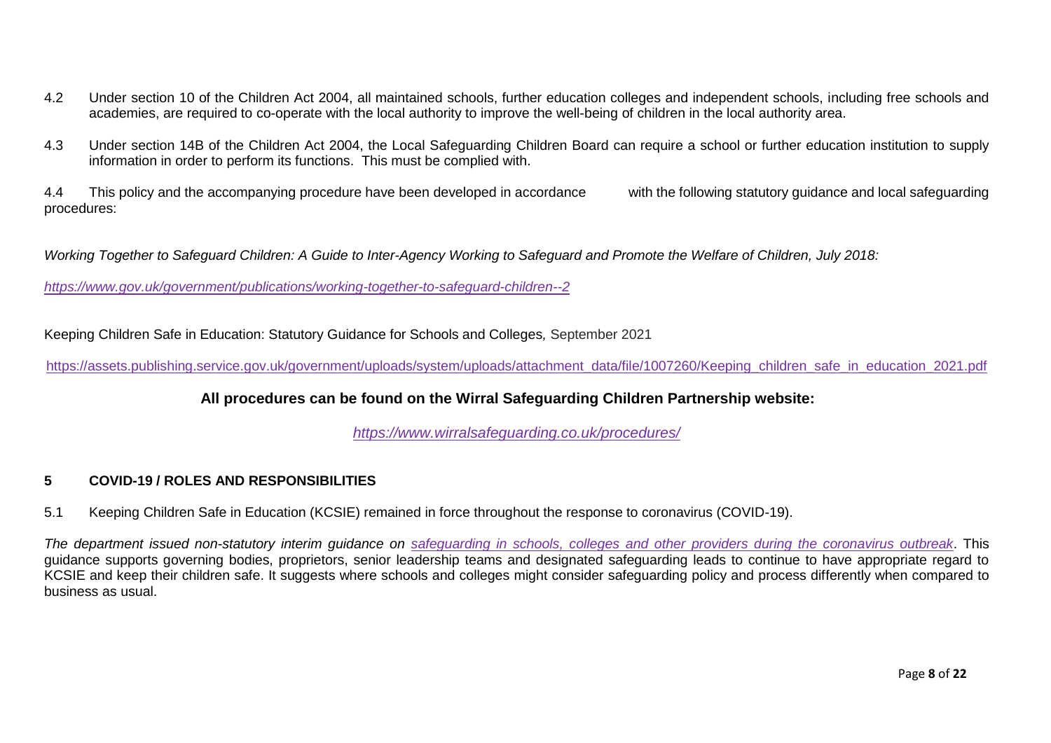4.2 Under section 10 of the Children Act 2004, all maintained schools, further education colleges and independent schools, including free schools and academies, are required to co-operate with the local authority to improve the well-being of children in the local authority area.

4.3 Under section 14B of the Children Act 2004, the Local Safeguarding Children Board can require a school or further education institution to supply information in order to perform its functions. This must be complied with.

4.4 This policy and the accompanying procedure have been developed in accordance with the following statutory guidance and local safeguarding procedures:

*Working Together to Safeguard Children: A Guide to Inter-Agency Working to Safeguard and Promote the Welfare of Children, July 2018:*

*https://www.gov.uk/government/publications/working-together-to-safeguard-children--2*

Keeping Children Safe in Education: Statutory Guidance for Schools and Colleges*,* September 2021

https://assets.publishing.service.gov.uk/government/uploads/system/uploads/attachment_data/file/1007260/Keeping_children_safe_in_education_2021.pdf

**All procedures can be found on the Wirral Safeguarding Children Partnership website:**

*https://www.wirralsafeguarding.co.uk/procedures/*

## 5 COVID-19 / ROLES AND RESPONSIBILITIES

5.1 Keeping Children Safe in Education (KCSIE) remained in force throughout the response to coronavirus (COVID-19).

*The department issued non-statutory interim guidance on safeguarding in schools, colleges and other providers during the coronavirus outbreak*. This guidance supports governing bodies, proprietors, senior leadership teams and designated safeguarding leads to continue to have appropriate regard to KCSIE and keep their children safe. It suggests where schools and colleges might consider safeguarding policy and process differently when compared to business as usual.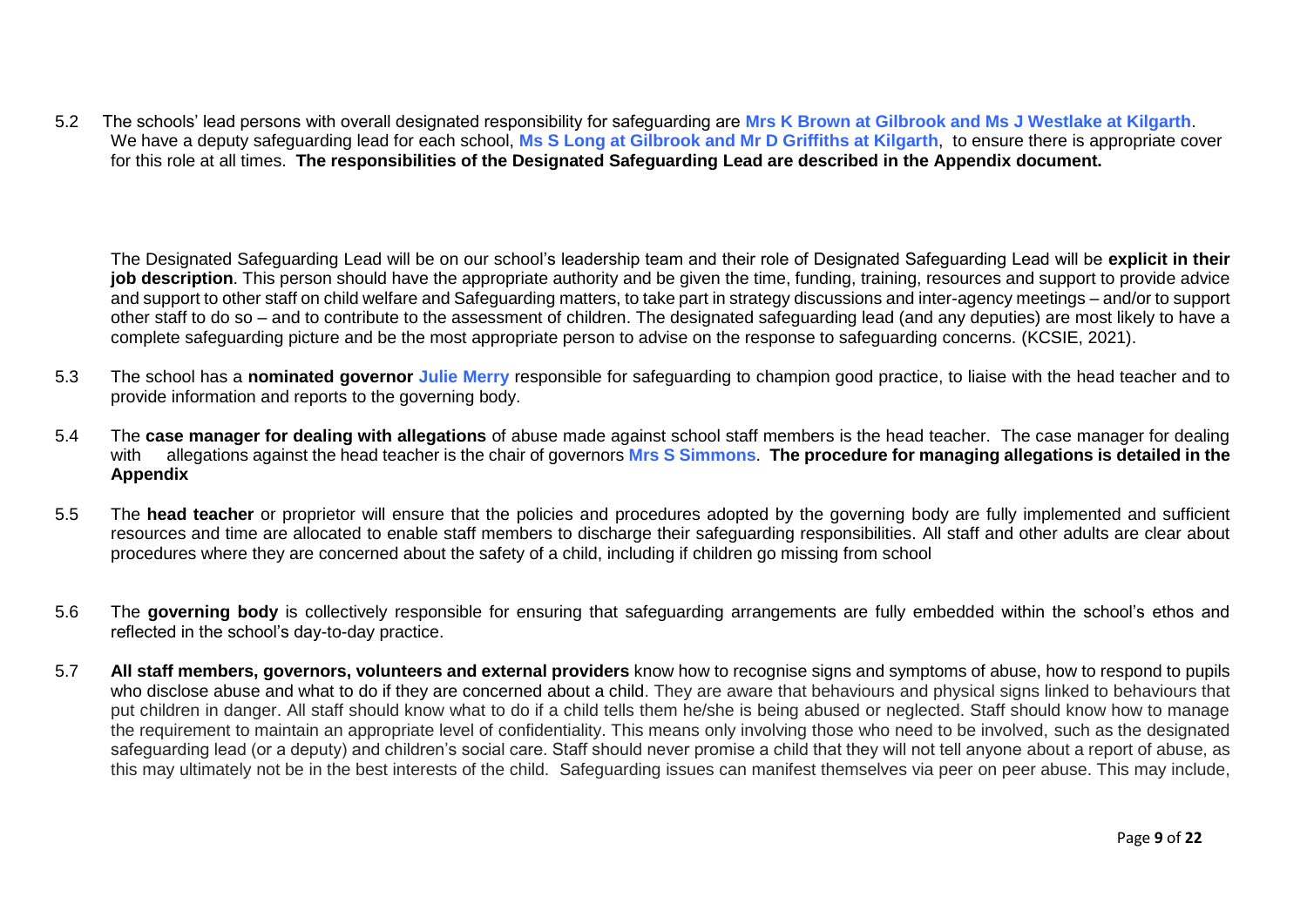5.2 The schools' lead persons with overall designated responsibility for safeguarding are **Mrs K Brown at Gilbrook and Ms J Westlake at Kilgarth**. We have a deputy safeguarding lead for each school, **Ms S Long at Gilbrook and Mr D Griffiths at Kilgarth**, to ensure there is appropriate cover for this role at all times. **The responsibilities of the Designated Safeguarding Lead are described in the Appendix document.**

The Designated Safeguarding Lead will be on our school's leadership team and their role of Designated Safeguarding Lead will be **explicit in their job description**. This person should have the appropriate authority and be given the time, funding, training, resources and support to provide advice and support to other staff on child welfare and Safeguarding matters, to take part in strategy discussions and inter-agency meetings – and/or to support other staff to do so – and to contribute to the assessment of children. The designated safeguarding lead (and any deputies) are most likely to have a complete safeguarding picture and be the most appropriate person to advise on the response to safeguarding concerns. (KCSIE, 2021).

5.3 The school has a **nominated governor Julie Merry** responsible for safeguarding to champion good practice, to liaise with the head teacher and to provide information and reports to the governing body.

5.4 The **case manager for dealing with allegations** of abuse made against school staff members is the head teacher. The case manager for dealing with allegations against the head teacher is the chair of governors **Mrs S Simmons**. **The procedure for managing allegations is detailed in the Appendix**

5.5 The **head teacher** or proprietor will ensure that the policies and procedures adopted by the governing body are fully implemented and sufficient resources and time are allocated to enable staff members to discharge their safeguarding responsibilities. All staff and other adults are clear about procedures where they are concerned about the safety of a child, including if children go missing from school

5.6 The **governing body** is collectively responsible for ensuring that safeguarding arrangements are fully embedded within the school's ethos and reflected in the school's day-to-day practice.

5.7 **All staff members, governors, volunteers and external providers** know how to recognise signs and symptoms of abuse, how to respond to pupils who disclose abuse and what to do if they are concerned about a child. They are aware that behaviours and physical signs linked to behaviours that put children in danger. All staff should know what to do if a child tells them he/she is being abused or neglected. Staff should know how to manage the requirement to maintain an appropriate level of confidentiality. This means only involving those who need to be involved, such as the designated safeguarding lead (or a deputy) and children's social care. Staff should never promise a child that they will not tell anyone about a report of abuse, as this may ultimately not be in the best interests of the child. Safeguarding issues can manifest themselves via peer on peer abuse. This may include,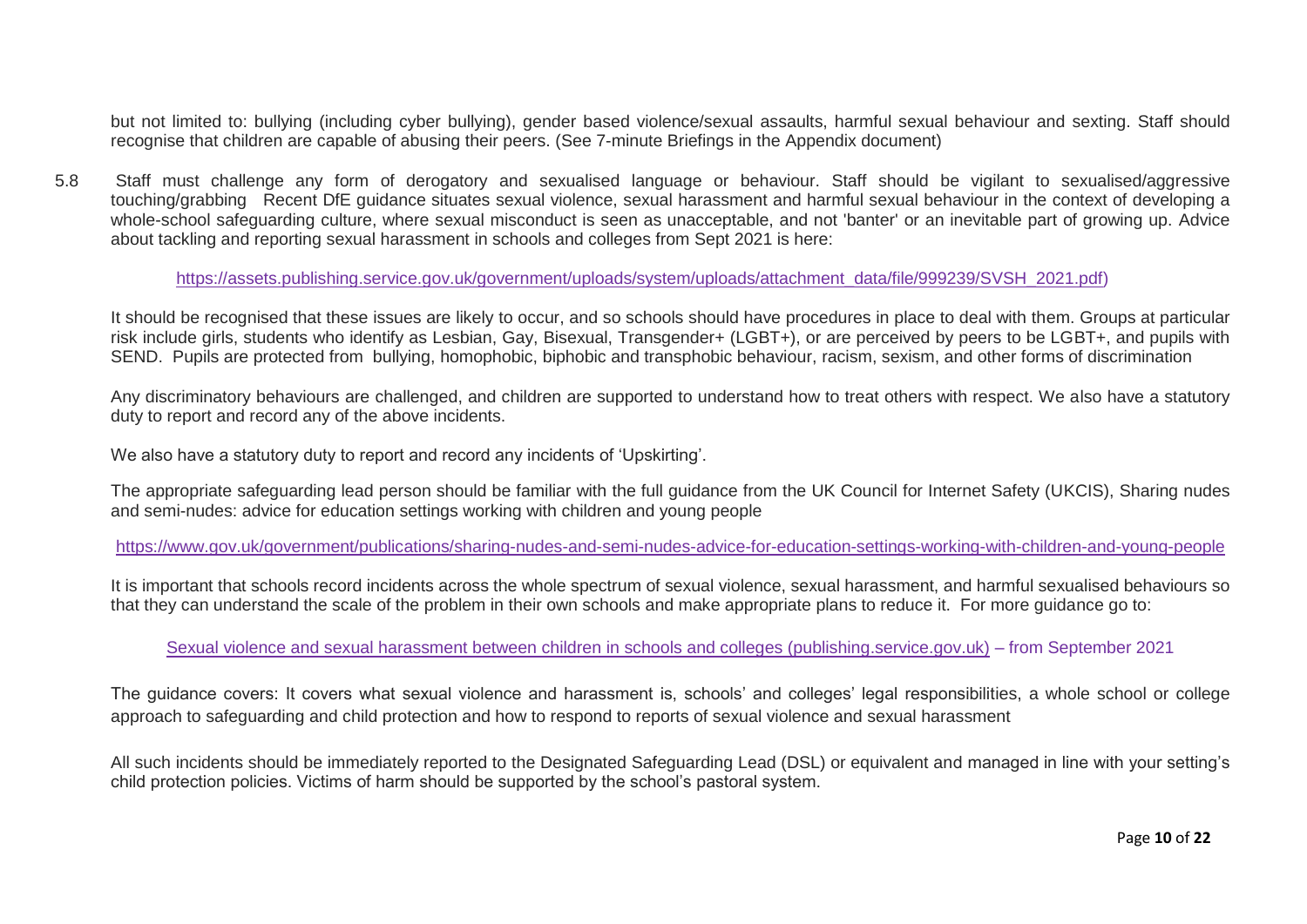but not limited to: bullying (including cyber bullying), gender based violence/sexual assaults, harmful sexual behaviour and sexting. Staff should recognise that children are capable of abusing their peers. (See 7-minute Briefings in the Appendix document)

5.8 Staff must challenge any form of derogatory and sexualised language or behaviour. Staff should be vigilant to sexualised/aggressive touching/grabbing Recent DfE guidance situates sexual violence, sexual harassment and harmful sexual behaviour in the context of developing a whole-school safeguarding culture, where sexual misconduct is seen as unacceptable, and not 'banter' or an inevitable part of growing up. Advice about tackling and reporting sexual harassment in schools and colleges from Sept 2021 is here:

[https://assets.publishing.service.gov.uk/government/uploads/system/uploads/attachment_data/file/999239/SVSH_2021.pdf](https://assets.publishing.service.gov.uk/government/uploads/system/uploads/attachment_data/file/999239/SVSH_2021.pdf))

It should be recognised that these issues are likely to occur, and so schools should have procedures in place to deal with them. Groups at particular risk include girls, students who identify as Lesbian, Gay, Bisexual, Transgender+ (LGBT+), or are perceived by peers to be LGBT+, and pupils with SEND. Pupils are protected from bullying, homophobic, biphobic and transphobic behaviour, racism, sexism, and other forms of discrimination

Any discriminatory behaviours are challenged, and children are supported to understand how to treat others with respect. We also have a statutory duty to report and record any of the above incidents.

We also have a statutory duty to report and record any incidents of 'Upskirting'.

The appropriate safeguarding lead person should be familiar with the full guidance from the UK Council for Internet Safety (UKCIS), Sharing nudes and semi-nudes: advice for education settings working with children and young people

[https://www.gov.uk/government/publications/sharing-nudes-and-semi-nudes-advice-for-education-settings-working-with-children-and-young-people](https://www.gov.uk/government/publications/sharing-nudes-and-semi-nudes-advice-for-education-settings-working-with-children-and-young-people)

It is important that schools record incidents across the whole spectrum of sexual violence, sexual harassment, and harmful sexualised behaviours so that they can understand the scale of the problem in their own schools and make appropriate plans to reduce it. For more guidance go to:

Sexual violence and sexual harassment between children in schools and colleges (publishing.service.gov.uk) – from September 2021

The guidance covers: It covers what sexual violence and harassment is, schools' and colleges' legal responsibilities, a whole school or college approach to safeguarding and child protection and how to respond to reports of sexual violence and sexual harassment

All such incidents should be immediately reported to the Designated Safeguarding Lead (DSL) or equivalent and managed in line with your setting's child protection policies. Victims of harm should be supported by the school's pastoral system.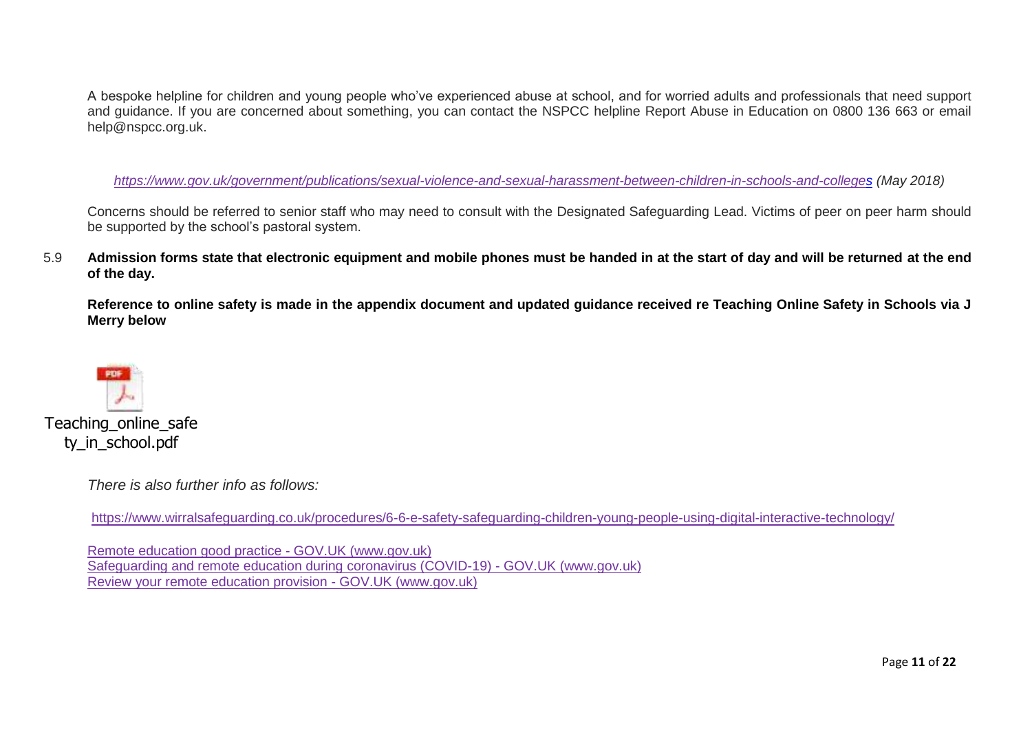A bespoke helpline for children and young people who've experienced abuse at school, and for worried adults and professionals that need support and guidance. If you are concerned about something, you can contact the NSPCC helpline Report Abuse in Education on 0800 136 663 or email help@nspcc.org.uk.

*https://www.gov.uk/government/publications/sexual-violence-and-sexual-harassment-between-children-in-schools-and-colleges (May 2018)*

Concerns should be referred to senior staff who may need to consult with the Designated Safeguarding Lead. Victims of peer on peer harm should be supported by the school's pastoral system.

5.9 **Admission forms state that electronic equipment and mobile phones must be handed in at the start of day and will be returned at the end of the day.**

**Reference to online safety is made in the appendix document and updated guidance received re Teaching Online Safety in Schools via J Merry below**

Teaching_online_safety_in_school.pdf

*There is also further info as follows:*

https://www.wirralsafeguarding.co.uk/procedures/6-6-e-safety-safeguarding-children-young-people-using-digital-interactive-technology/

Remote education good practice - GOV.UK (www.gov.uk)
Safeguarding and remote education during coronavirus (COVID-19) - GOV.UK (www.gov.uk)
Review your remote education provision - GOV.UK (www.gov.uk)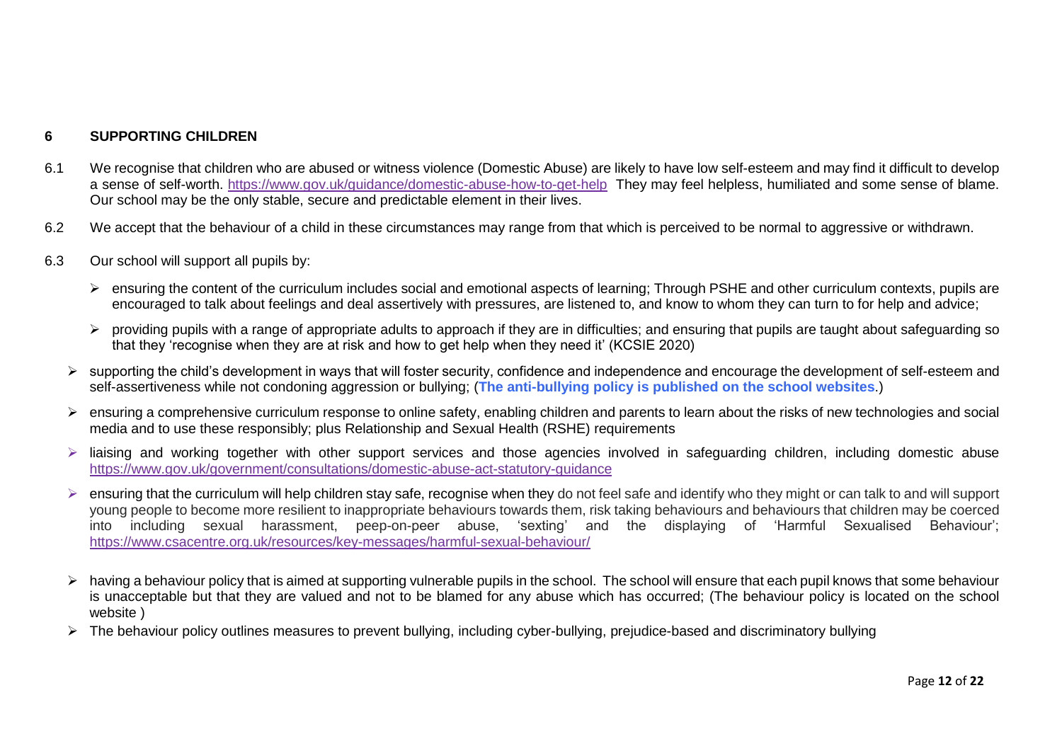## 6 SUPPORTING CHILDREN

6.1 We recognise that children who are abused or witness violence (Domestic Abuse) are likely to have low self-esteem and may find it difficult to develop a sense of self-worth. https://www.gov.uk/guidance/domestic-abuse-how-to-get-help They may feel helpless, humiliated and some sense of blame. Our school may be the only stable, secure and predictable element in their lives.

6.2 We accept that the behaviour of a child in these circumstances may range from that which is perceived to be normal to aggressive or withdrawn.

6.3 Our school will support all pupils by:

- ensuring the content of the curriculum includes social and emotional aspects of learning; Through PSHE and other curriculum contexts, pupils are encouraged to talk about feelings and deal assertively with pressures, are listened to, and know to whom they can turn to for help and advice;
- providing pupils with a range of appropriate adults to approach if they are in difficulties; and ensuring that pupils are taught about safeguarding so that they 'recognise when they are at risk and how to get help when they need it' (KCSIE 2020)
- supporting the child's development in ways that will foster security, confidence and independence and encourage the development of self-esteem and self-assertiveness while not condoning aggression or bullying; (**The anti-bullying policy is published on the school websites**.)
- ensuring a comprehensive curriculum response to online safety, enabling children and parents to learn about the risks of new technologies and social media and to use these responsibly; plus Relationship and Sexual Health (RSHE) requirements
- liaising and working together with other support services and those agencies involved in safeguarding children, including domestic abuse https://www.gov.uk/government/consultations/domestic-abuse-act-statutory-guidance
- ensuring that the curriculum will help children stay safe, recognise when they do not feel safe and identify who they might or can talk to and will support young people to become more resilient to inappropriate behaviours towards them, risk taking behaviours and behaviours that children may be coerced into including sexual harassment, peep-on-peer abuse, 'sexting' and the displaying of 'Harmful Sexualised Behaviour'; https://www.csacentre.org.uk/resources/key-messages/harmful-sexual-behaviour/
- having a behaviour policy that is aimed at supporting vulnerable pupils in the school. The school will ensure that each pupil knows that some behaviour is unacceptable but that they are valued and not to be blamed for any abuse which has occurred; (The behaviour policy is located on the school website )
- The behaviour policy outlines measures to prevent bullying, including cyber-bullying, prejudice-based and discriminatory bullying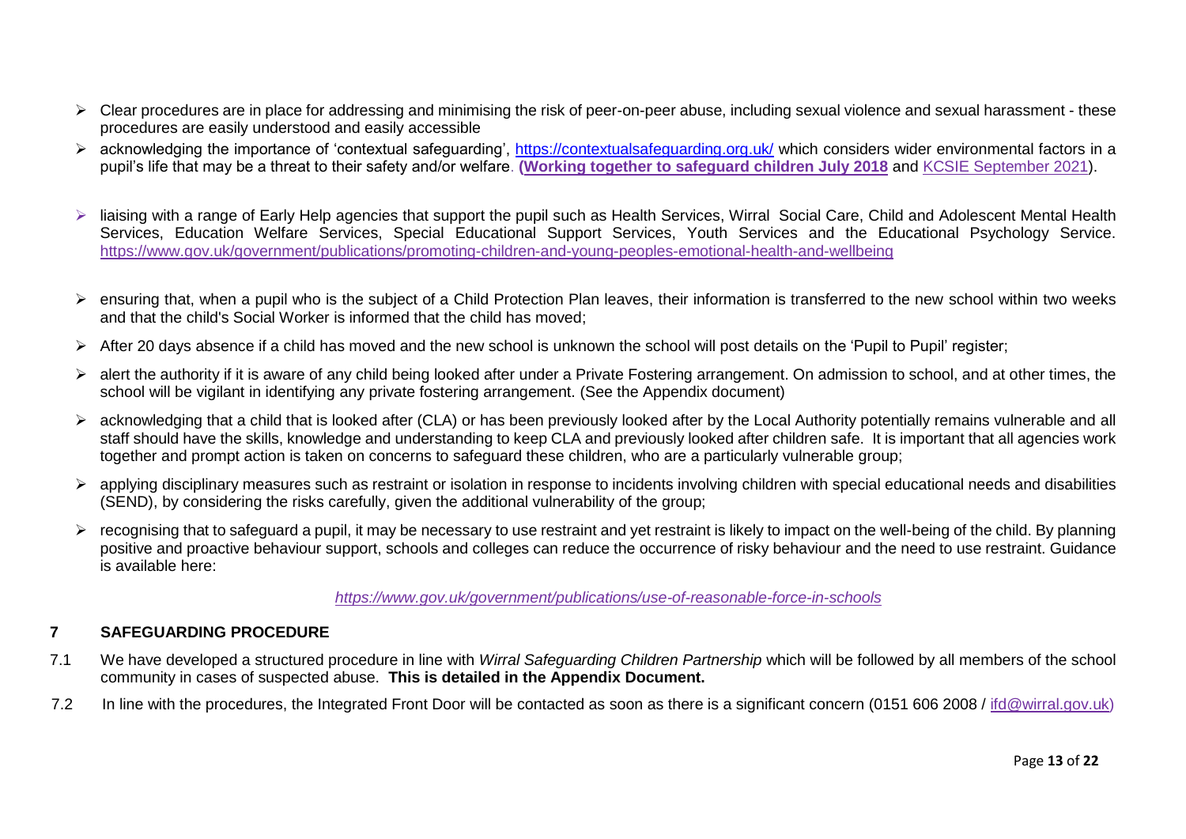- Clear procedures are in place for addressing and minimising the risk of peer-on-peer abuse, including sexual violence and sexual harassment - these procedures are easily understood and easily accessible
- acknowledging the importance of 'contextual safeguarding', https://contextualsafeguarding.org.uk/ which considers wider environmental factors in a pupil's life that may be a threat to their safety and/or welfare. (**Working together to safeguard children July 2018** and KCSIE September 2021).
- liaising with a range of Early Help agencies that support the pupil such as Health Services, Wirral Social Care, Child and Adolescent Mental Health Services, Education Welfare Services, Special Educational Support Services, Youth Services and the Educational Psychology Service. https://www.gov.uk/government/publications/promoting-children-and-young-peoples-emotional-health-and-wellbeing
- ensuring that, when a pupil who is the subject of a Child Protection Plan leaves, their information is transferred to the new school within two weeks and that the child's Social Worker is informed that the child has moved;
- After 20 days absence if a child has moved and the new school is unknown the school will post details on the 'Pupil to Pupil' register;
- alert the authority if it is aware of any child being looked after under a Private Fostering arrangement. On admission to school, and at other times, the school will be vigilant in identifying any private fostering arrangement. (See the Appendix document)
- acknowledging that a child that is looked after (CLA) or has been previously looked after by the Local Authority potentially remains vulnerable and all staff should have the skills, knowledge and understanding to keep CLA and previously looked after children safe. It is important that all agencies work together and prompt action is taken on concerns to safeguard these children, who are a particularly vulnerable group;
- applying disciplinary measures such as restraint or isolation in response to incidents involving children with special educational needs and disabilities (SEND), by considering the risks carefully, given the additional vulnerability of the group;
- recognising that to safeguard a pupil, it may be necessary to use restraint and yet restraint is likely to impact on the well-being of the child. By planning positive and proactive behaviour support, schools and colleges can reduce the occurrence of risky behaviour and the need to use restraint. Guidance is available here:

*https://www.gov.uk/government/publications/use-of-reasonable-force-in-schools*

## 7 SAFEGUARDING PROCEDURE

7.1 We have developed a structured procedure in line with *Wirral Safeguarding Children Partnership* which will be followed by all members of the school community in cases of suspected abuse. **This is detailed in the Appendix Document.**

7.2 In line with the procedures, the Integrated Front Door will be contacted as soon as there is a significant concern (0151 606 2008 / ifd@wirral.gov.uk)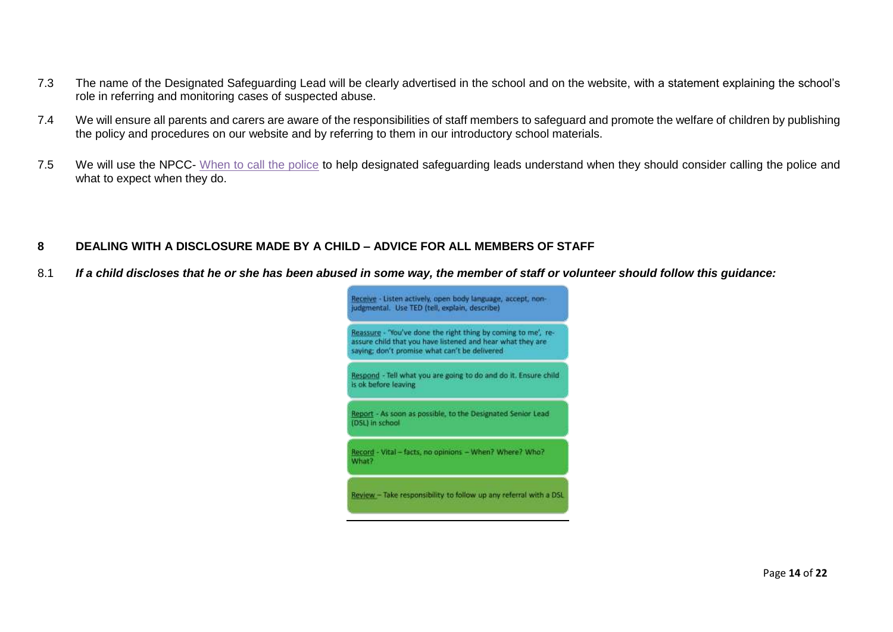7.3 The name of the Designated Safeguarding Lead will be clearly advertised in the school and on the website, with a statement explaining the school's role in referring and monitoring cases of suspected abuse.

7.4 We will ensure all parents and carers are aware of the responsibilities of staff members to safeguard and promote the welfare of children by publishing the policy and procedures on our website and by referring to them in our introductory school materials.

7.5 We will use the NPCC- When to call the police to help designated safeguarding leads understand when they should consider calling the police and what to expect when they do.

## 8 DEALING WITH A DISCLOSURE MADE BY A CHILD – ADVICE FOR ALL MEMBERS OF STAFF

8.1 ***If a child discloses that he or she has been abused in some way, the member of staff or volunteer should follow this guidance:***

- Receive - Listen actively, open body language, accept, non-judgmental. Use TED (tell, explain, describe)
- Reassure - 'You've done the right thing by coming to me', re-assure child that you have listened and hear what they are saying; don't promise what can't be delivered
- Respond - Tell what you are going to do and do it. Ensure child is ok before leaving
- Report - As soon as possible, to the Designated Senior Lead (DSL) in school
- Record - Vital – facts, no opinions – When? Where? Who? What?
- Review – Take responsibility to follow up any referral with a DSL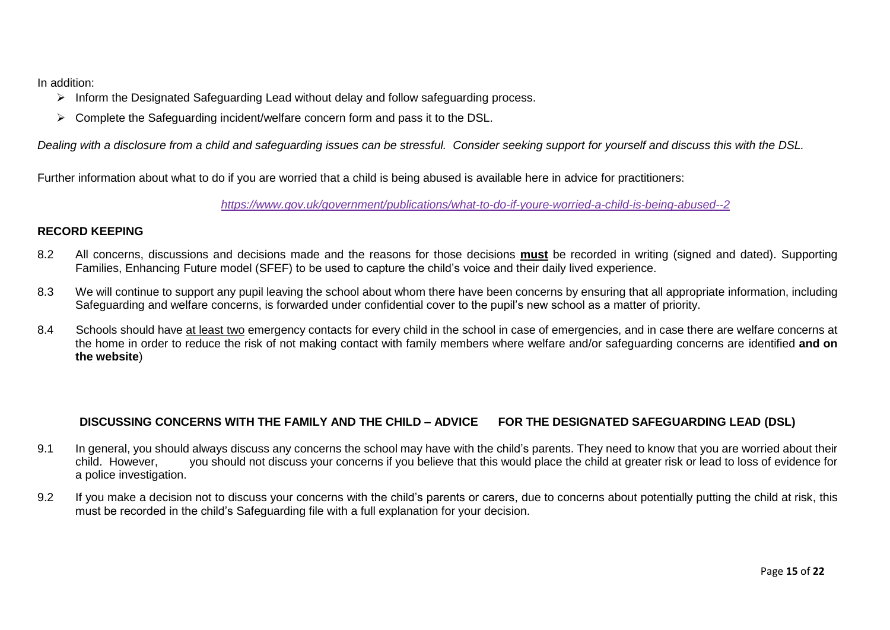In addition:

- Inform the Designated Safeguarding Lead without delay and follow safeguarding process.
- Complete the Safeguarding incident/welfare concern form and pass it to the DSL.

*Dealing with a disclosure from a child and safeguarding issues can be stressful. Consider seeking support for yourself and discuss this with the DSL.*

Further information about what to do if you are worried that a child is being abused is available here in advice for practitioners:

*https://www.gov.uk/government/publications/what-to-do-if-youre-worried-a-child-is-being-abused--2*

## RECORD KEEPING

8.2 All concerns, discussions and decisions made and the reasons for those decisions **must** be recorded in writing (signed and dated). Supporting Families, Enhancing Future model (SFEF) to be used to capture the child's voice and their daily lived experience.

8.3 We will continue to support any pupil leaving the school about whom there have been concerns by ensuring that all appropriate information, including Safeguarding and welfare concerns, is forwarded under confidential cover to the pupil's new school as a matter of priority.

8.4 Schools should have <u>at least two</u> emergency contacts for every child in the school in case of emergencies, and in case there are welfare concerns at the home in order to reduce the risk of not making contact with family members where welfare and/or safeguarding concerns are identified **and on the website**)

## DISCUSSING CONCERNS WITH THE FAMILY AND THE CHILD – ADVICE FOR THE DESIGNATED SAFEGUARDING LEAD (DSL)

9.1 In general, you should always discuss any concerns the school may have with the child's parents. They need to know that you are worried about their child. However, you should not discuss your concerns if you believe that this would place the child at greater risk or lead to loss of evidence for a police investigation.

9.2 If you make a decision not to discuss your concerns with the child's parents or carers, due to concerns about potentially putting the child at risk, this must be recorded in the child's Safeguarding file with a full explanation for your decision.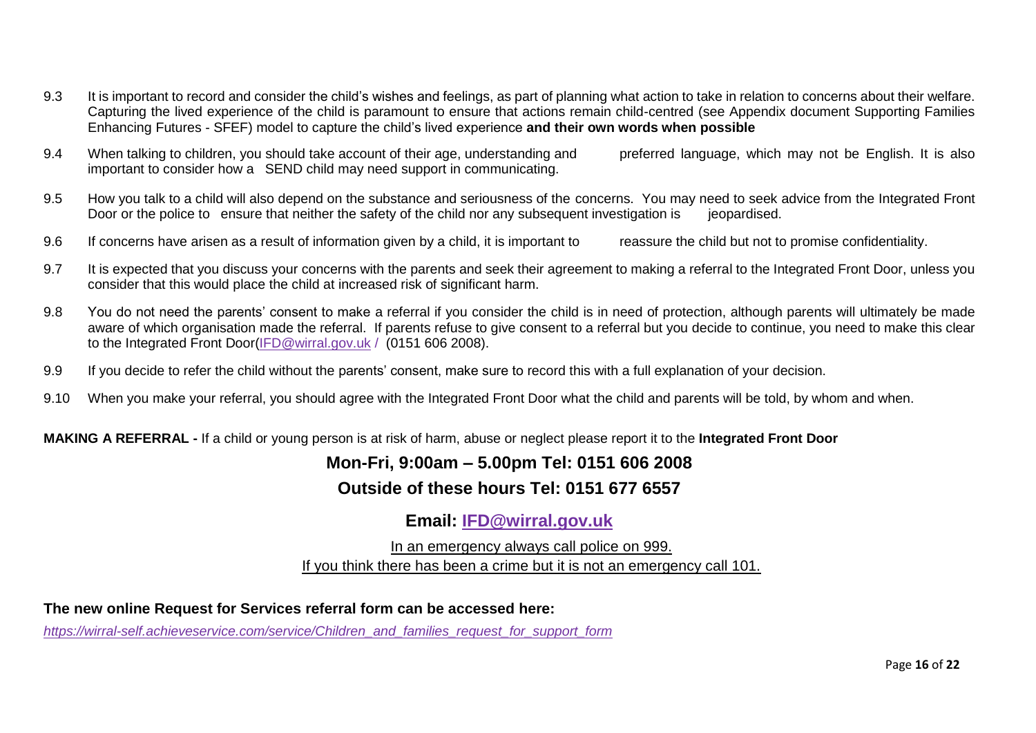9.3 It is important to record and consider the child's wishes and feelings, as part of planning what action to take in relation to concerns about their welfare. Capturing the lived experience of the child is paramount to ensure that actions remain child-centred (see Appendix document Supporting Families Enhancing Futures - SFEF) model to capture the child's lived experience **and their own words when possible**

9.4 When talking to children, you should take account of their age, understanding and preferred language, which may not be English. It is also important to consider how a SEND child may need support in communicating.

9.5 How you talk to a child will also depend on the substance and seriousness of the concerns. You may need to seek advice from the Integrated Front Door or the police to ensure that neither the safety of the child nor any subsequent investigation is jeopardised.

9.6 If concerns have arisen as a result of information given by a child, it is important to reassure the child but not to promise confidentiality.

9.7 It is expected that you discuss your concerns with the parents and seek their agreement to making a referral to the Integrated Front Door, unless you consider that this would place the child at increased risk of significant harm.

9.8 You do not need the parents' consent to make a referral if you consider the child is in need of protection, although parents will ultimately be made aware of which organisation made the referral. If parents refuse to give consent to a referral but you decide to continue, you need to make this clear to the Integrated Front Door(IFD@wirral.gov.uk / (0151 606 2008).

9.9 If you decide to refer the child without the parents' consent, make sure to record this with a full explanation of your decision.

9.10 When you make your referral, you should agree with the Integrated Front Door what the child and parents will be told, by whom and when.

**MAKING A REFERRAL -** If a child or young person is at risk of harm, abuse or neglect please report it to the **Integrated Front Door**

**Mon-Fri, 9:00am – 5.00pm Tel: 0151 606 2008**

**Outside of these hours Tel: 0151 677 6557**

**Email: IFD@wirral.gov.uk**

In an emergency always call police on 999.

If you think there has been a crime but it is not an emergency call 101.

**The new online Request for Services referral form can be accessed here:**

*https://wirral-self.achieveservice.com/service/Children_and_families_request_for_support_form*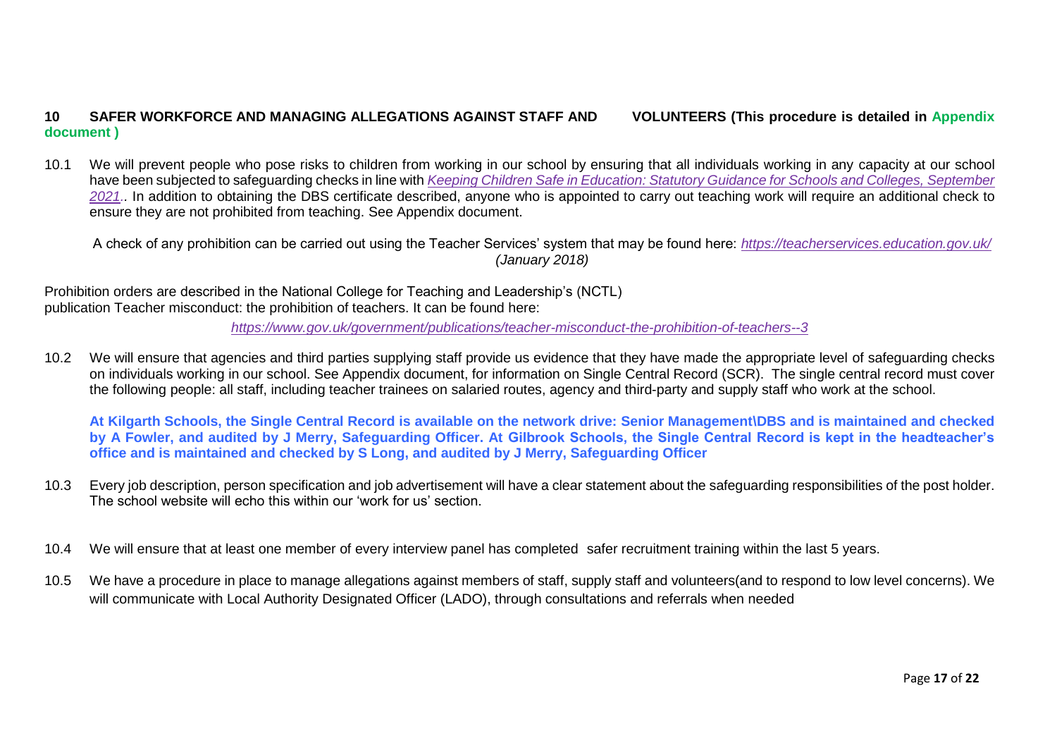## 10 SAFER WORKFORCE AND MANAGING ALLEGATIONS AGAINST STAFF AND VOLUNTEERS (This procedure is detailed in Appendix document )

10.1 We will prevent people who pose risks to children from working in our school by ensuring that all individuals working in any capacity at our school have been subjected to safeguarding checks in line with *Keeping Children Safe in Education: Statutory Guidance for Schools and Colleges, September 2021*.. In addition to obtaining the DBS certificate described, anyone who is appointed to carry out teaching work will require an additional check to ensure they are not prohibited from teaching. See Appendix document.

A check of any prohibition can be carried out using the Teacher Services' system that may be found here: *https://teacherservices.education.gov.uk/* *(January 2018)*

Prohibition orders are described in the National College for Teaching and Leadership's (NCTL) publication Teacher misconduct: the prohibition of teachers. It can be found here:

*https://www.gov.uk/government/publications/teacher-misconduct-the-prohibition-of-teachers--3*

10.2 We will ensure that agencies and third parties supplying staff provide us evidence that they have made the appropriate level of safeguarding checks on individuals working in our school. See Appendix document, for information on Single Central Record (SCR). The single central record must cover the following people: all staff, including teacher trainees on salaried routes, agency and third-party and supply staff who work at the school.

**At Kilgarth Schools, the Single Central Record is available on the network drive: Senior Management\DBS and is maintained and checked by A Fowler, and audited by J Merry, Safeguarding Officer. At Gilbrook Schools, the Single Central Record is kept in the headteacher's office and is maintained and checked by S Long, and audited by J Merry, Safeguarding Officer**

10.3 Every job description, person specification and job advertisement will have a clear statement about the safeguarding responsibilities of the post holder. The school website will echo this within our 'work for us' section.

10.4 We will ensure that at least one member of every interview panel has completed safer recruitment training within the last 5 years.

10.5 We have a procedure in place to manage allegations against members of staff, supply staff and volunteers(and to respond to low level concerns). We will communicate with Local Authority Designated Officer (LADO), through consultations and referrals when needed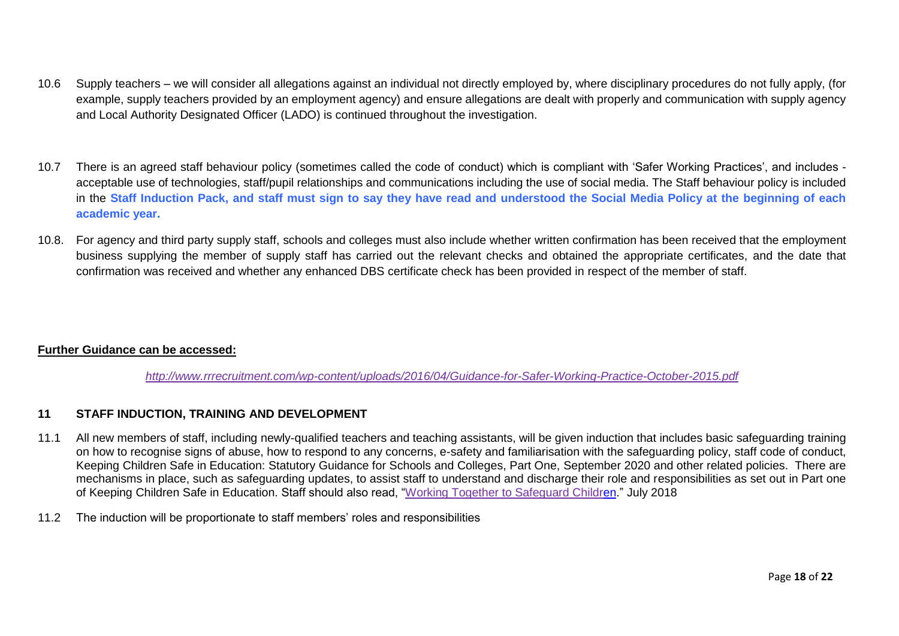10.6 Supply teachers – we will consider all allegations against an individual not directly employed by, where disciplinary procedures do not fully apply, (for example, supply teachers provided by an employment agency) and ensure allegations are dealt with properly and communication with supply agency and Local Authority Designated Officer (LADO) is continued throughout the investigation.

10.7 There is an agreed staff behaviour policy (sometimes called the code of conduct) which is compliant with 'Safer Working Practices', and includes - acceptable use of technologies, staff/pupil relationships and communications including the use of social media. The Staff behaviour policy is included in the **Staff Induction Pack, and staff must sign to say they have read and understood the Social Media Policy at the beginning of each academic year.**

10.8. For agency and third party supply staff, schools and colleges must also include whether written confirmation has been received that the employment business supplying the member of supply staff has carried out the relevant checks and obtained the appropriate certificates, and the date that confirmation was received and whether any enhanced DBS certificate check has been provided in respect of the member of staff.

**Further Guidance can be accessed:**

*http://www.rrrecruitment.com/wp-content/uploads/2016/04/Guidance-for-Safer-Working-Practice-October-2015.pdf*

## 11 STAFF INDUCTION, TRAINING AND DEVELOPMENT

11.1 All new members of staff, including newly-qualified teachers and teaching assistants, will be given induction that includes basic safeguarding training on how to recognise signs of abuse, how to respond to any concerns, e-safety and familiarisation with the safeguarding policy, staff code of conduct, Keeping Children Safe in Education: Statutory Guidance for Schools and Colleges, Part One, September 2020 and other related policies. There are mechanisms in place, such as safeguarding updates, to assist staff to understand and discharge their role and responsibilities as set out in Part one of Keeping Children Safe in Education. Staff should also read, "Working Together to Safeguard Children." July 2018

11.2 The induction will be proportionate to staff members' roles and responsibilities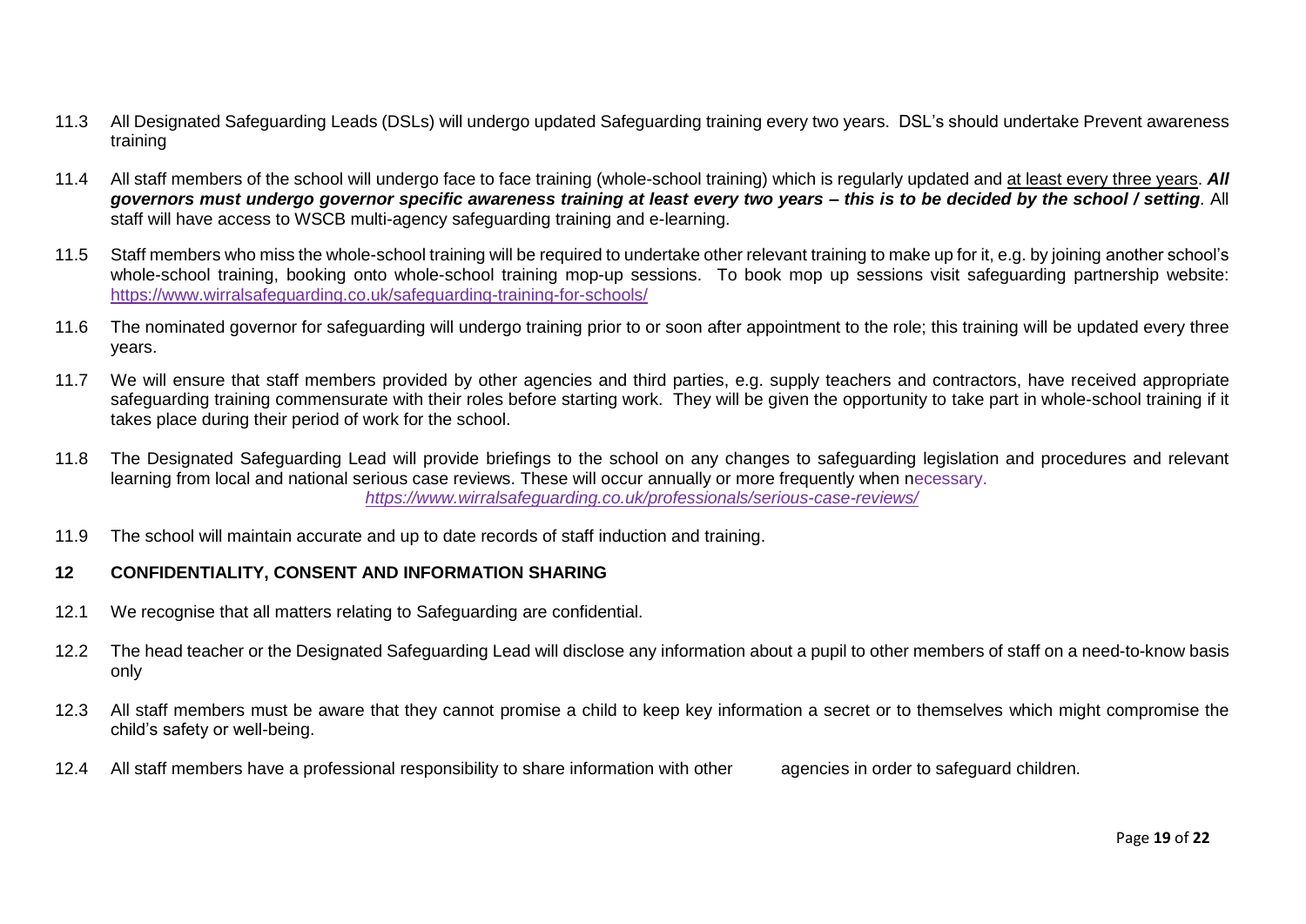11.3 All Designated Safeguarding Leads (DSLs) will undergo updated Safeguarding training every two years. DSL's should undertake Prevent awareness training

11.4 All staff members of the school will undergo face to face training (whole-school training) which is regularly updated and at least every three years. ***All governors must undergo governor specific awareness training at least every two years – this is to be decided by the school / setting***. All staff will have access to WSCB multi-agency safeguarding training and e-learning.

11.5 Staff members who miss the whole-school training will be required to undertake other relevant training to make up for it, e.g. by joining another school's whole-school training, booking onto whole-school training mop-up sessions. To book mop up sessions visit safeguarding partnership website: https://www.wirralsafeguarding.co.uk/safeguarding-training-for-schools/

11.6 The nominated governor for safeguarding will undergo training prior to or soon after appointment to the role; this training will be updated every three years.

11.7 We will ensure that staff members provided by other agencies and third parties, e.g. supply teachers and contractors, have received appropriate safeguarding training commensurate with their roles before starting work. They will be given the opportunity to take part in whole-school training if it takes place during their period of work for the school.

11.8 The Designated Safeguarding Lead will provide briefings to the school on any changes to safeguarding legislation and procedures and relevant learning from local and national serious case reviews. These will occur annually or more frequently when necessary.
*https://www.wirralsafeguarding.co.uk/professionals/serious-case-reviews/*

11.9 The school will maintain accurate and up to date records of staff induction and training.

## 12 CONFIDENTIALITY, CONSENT AND INFORMATION SHARING

12.1 We recognise that all matters relating to Safeguarding are confidential.

12.2 The head teacher or the Designated Safeguarding Lead will disclose any information about a pupil to other members of staff on a need-to-know basis only

12.3 All staff members must be aware that they cannot promise a child to keep key information a secret or to themselves which might compromise the child's safety or well-being.

12.4 All staff members have a professional responsibility to share information with other agencies in order to safeguard children.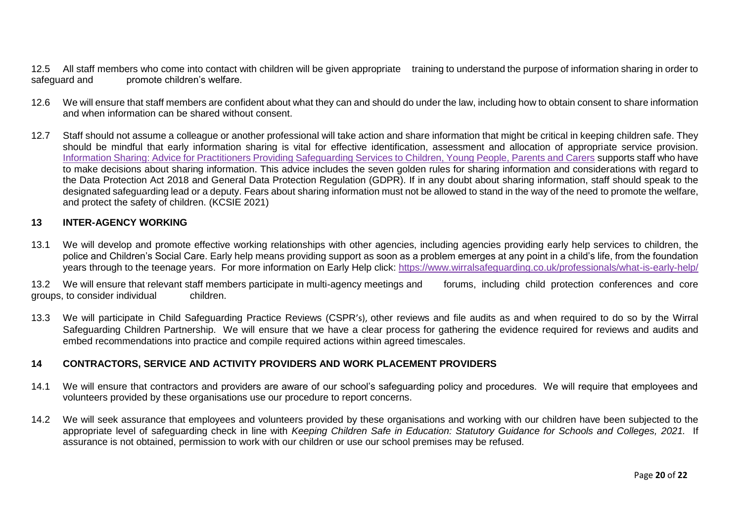12.5 All staff members who come into contact with children will be given appropriate training to understand the purpose of information sharing in order to safeguard and promote children's welfare.

12.6 We will ensure that staff members are confident about what they can and should do under the law, including how to obtain consent to share information and when information can be shared without consent.

12.7 Staff should not assume a colleague or another professional will take action and share information that might be critical in keeping children safe. They should be mindful that early information sharing is vital for effective identification, assessment and allocation of appropriate service provision. Information Sharing: Advice for Practitioners Providing Safeguarding Services to Children, Young People, Parents and Carers supports staff who have to make decisions about sharing information. This advice includes the seven golden rules for sharing information and considerations with regard to the Data Protection Act 2018 and General Data Protection Regulation (GDPR). If in any doubt about sharing information, staff should speak to the designated safeguarding lead or a deputy. Fears about sharing information must not be allowed to stand in the way of the need to promote the welfare, and protect the safety of children. (KCSIE 2021)

## 13 INTER-AGENCY WORKING

13.1 We will develop and promote effective working relationships with other agencies, including agencies providing early help services to children, the police and Children's Social Care. Early help means providing support as soon as a problem emerges at any point in a child's life, from the foundation years through to the teenage years. For more information on Early Help click: https://www.wirralsafeguarding.co.uk/professionals/what-is-early-help/

13.2 We will ensure that relevant staff members participate in multi-agency meetings and forums, including child protection conferences and core groups, to consider individual children.

13.3 We will participate in Child Safeguarding Practice Reviews (CSPR's), other reviews and file audits as and when required to do so by the Wirral Safeguarding Children Partnership. We will ensure that we have a clear process for gathering the evidence required for reviews and audits and embed recommendations into practice and compile required actions within agreed timescales.

## 14 CONTRACTORS, SERVICE AND ACTIVITY PROVIDERS AND WORK PLACEMENT PROVIDERS

14.1 We will ensure that contractors and providers are aware of our school's safeguarding policy and procedures. We will require that employees and volunteers provided by these organisations use our procedure to report concerns.

14.2 We will seek assurance that employees and volunteers provided by these organisations and working with our children have been subjected to the appropriate level of safeguarding check in line with *Keeping Children Safe in Education: Statutory Guidance for Schools and Colleges, 2021.* If assurance is not obtained, permission to work with our children or use our school premises may be refused.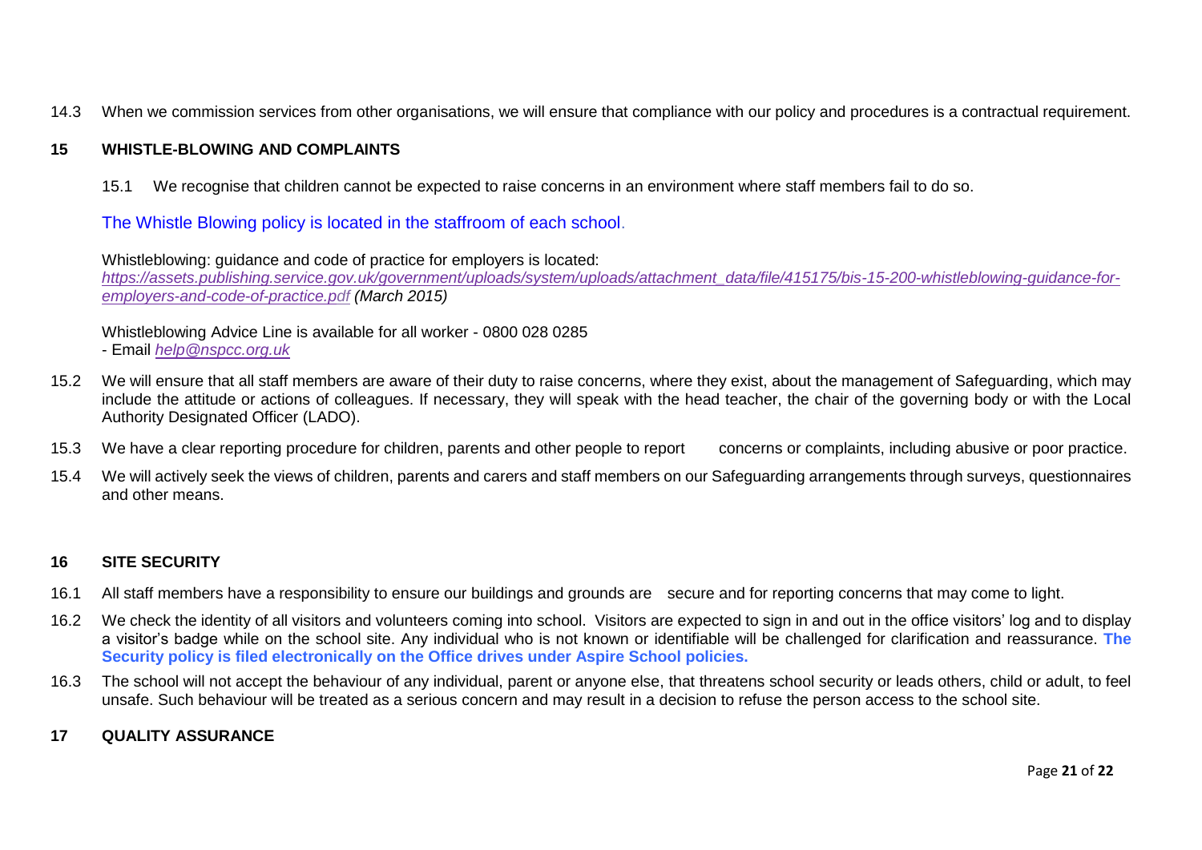14.3 When we commission services from other organisations, we will ensure that compliance with our policy and procedures is a contractual requirement.

## 15 WHISTLE-BLOWING AND COMPLAINTS

15.1 We recognise that children cannot be expected to raise concerns in an environment where staff members fail to do so.

The Whistle Blowing policy is located in the staffroom of each school.

Whistleblowing: guidance and code of practice for employers is located:
*https://assets.publishing.service.gov.uk/government/uploads/system/uploads/attachment_data/file/415175/bis-15-200-whistleblowing-guidance-for-employers-and-code-of-practice.pdf (March 2015)*

Whistleblowing Advice Line is available for all worker - 0800 028 0285
- Email *help@nspcc.org.uk*

15.2 We will ensure that all staff members are aware of their duty to raise concerns, where they exist, about the management of Safeguarding, which may include the attitude or actions of colleagues. If necessary, they will speak with the head teacher, the chair of the governing body or with the Local Authority Designated Officer (LADO).

15.3 We have a clear reporting procedure for children, parents and other people to report concerns or complaints, including abusive or poor practice.

15.4 We will actively seek the views of children, parents and carers and staff members on our Safeguarding arrangements through surveys, questionnaires and other means.

## 16 SITE SECURITY

16.1 All staff members have a responsibility to ensure our buildings and grounds are secure and for reporting concerns that may come to light.

16.2 We check the identity of all visitors and volunteers coming into school. Visitors are expected to sign in and out in the office visitors' log and to display a visitor's badge while on the school site. Any individual who is not known or identifiable will be challenged for clarification and reassurance. **The Security policy is filed electronically on the Office drives under Aspire School policies.**

16.3 The school will not accept the behaviour of any individual, parent or anyone else, that threatens school security or leads others, child or adult, to feel unsafe. Such behaviour will be treated as a serious concern and may result in a decision to refuse the person access to the school site.

## 17 QUALITY ASSURANCE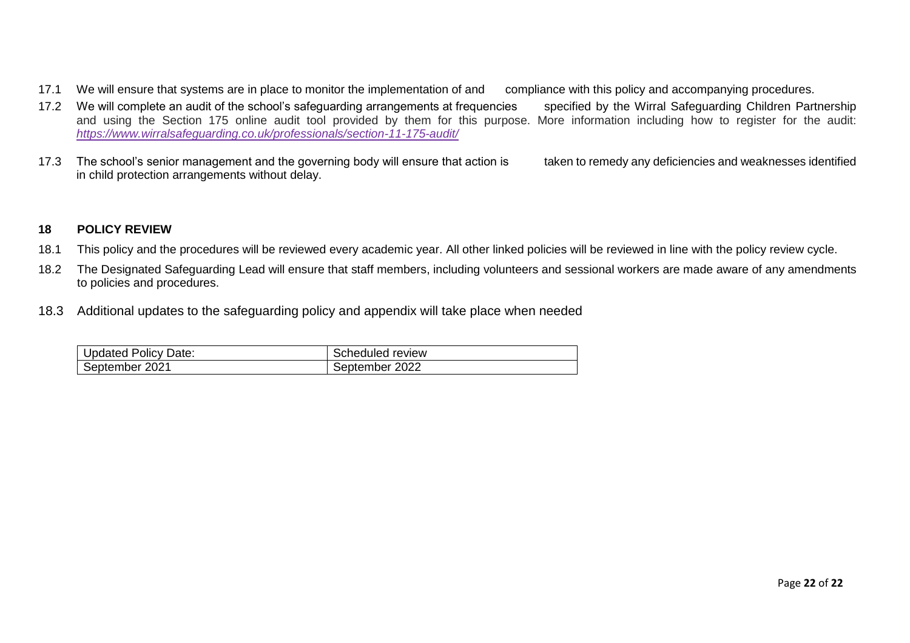17.1 We will ensure that systems are in place to monitor the implementation of and compliance with this policy and accompanying procedures.

17.2 We will complete an audit of the school's safeguarding arrangements at frequencies specified by the Wirral Safeguarding Children Partnership and using the Section 175 online audit tool provided by them for this purpose. More information including how to register for the audit: *https://www.wirralsafeguarding.co.uk/professionals/section-11-175-audit/*

17.3 The school's senior management and the governing body will ensure that action is taken to remedy any deficiencies and weaknesses identified in child protection arrangements without delay.

## 18 POLICY REVIEW

18.1 This policy and the procedures will be reviewed every academic year. All other linked policies will be reviewed in line with the policy review cycle.

18.2 The Designated Safeguarding Lead will ensure that staff members, including volunteers and sessional workers are made aware of any amendments to policies and procedures.

18.3 Additional updates to the safeguarding policy and appendix will take place when needed

| Updated Policy Date: | Scheduled review |
|---|---|
| September 2021 | September 2022 |